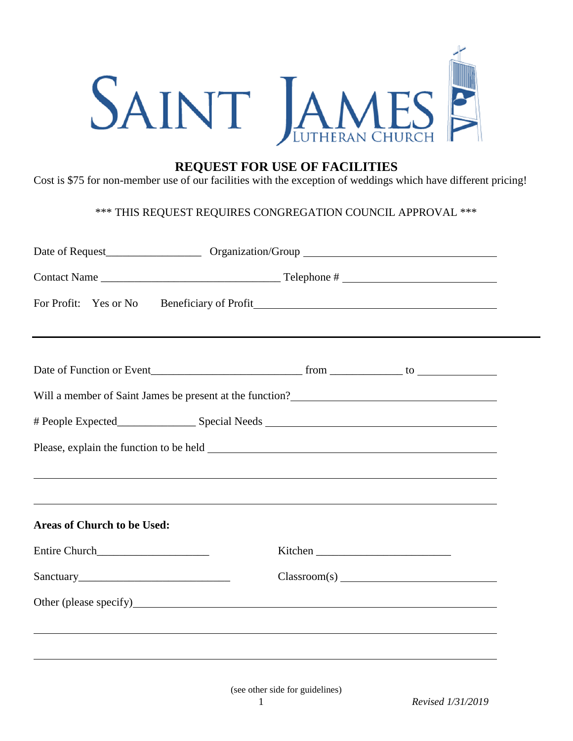# SAINT JAMES LUTHERAN CHURCH

## REQUEST FOR USE OF FACILITIES

Cost is $75 for non-member use of our facilities with the exception of weddings which have different pricing!

\*\*\* THIS REQUEST REQUIRES CONGREGATION COUNCIL APPROVAL \*\*\*

Date of Request_________________ Organization/Group ___________________________________

Contact Name ________________________________ Telephone # ____________________________

For Profit: Yes or No  Beneficiary of Profit_____________________________________________

---

Date of Function or Event___________________________ from _____________ to ______________

Will a member of Saint James be present at the function?___________________________________

# People Expected______________ Special Needs __________________________________________

Please, explain the function to be held ____________________________________________________

_______________________________________________________________________________

_______________________________________________________________________________

**Areas of Church to be Used:**

Entire Church____________________  Kitchen ________________________

Sanctuary___________________________  Classroom(s) ____________________________

Other (please specify)______________________________________________________________

_______________________________________________________________________________

_______________________________________________________________________________

(see other side for guidelines)

*Revised 1/31/2019*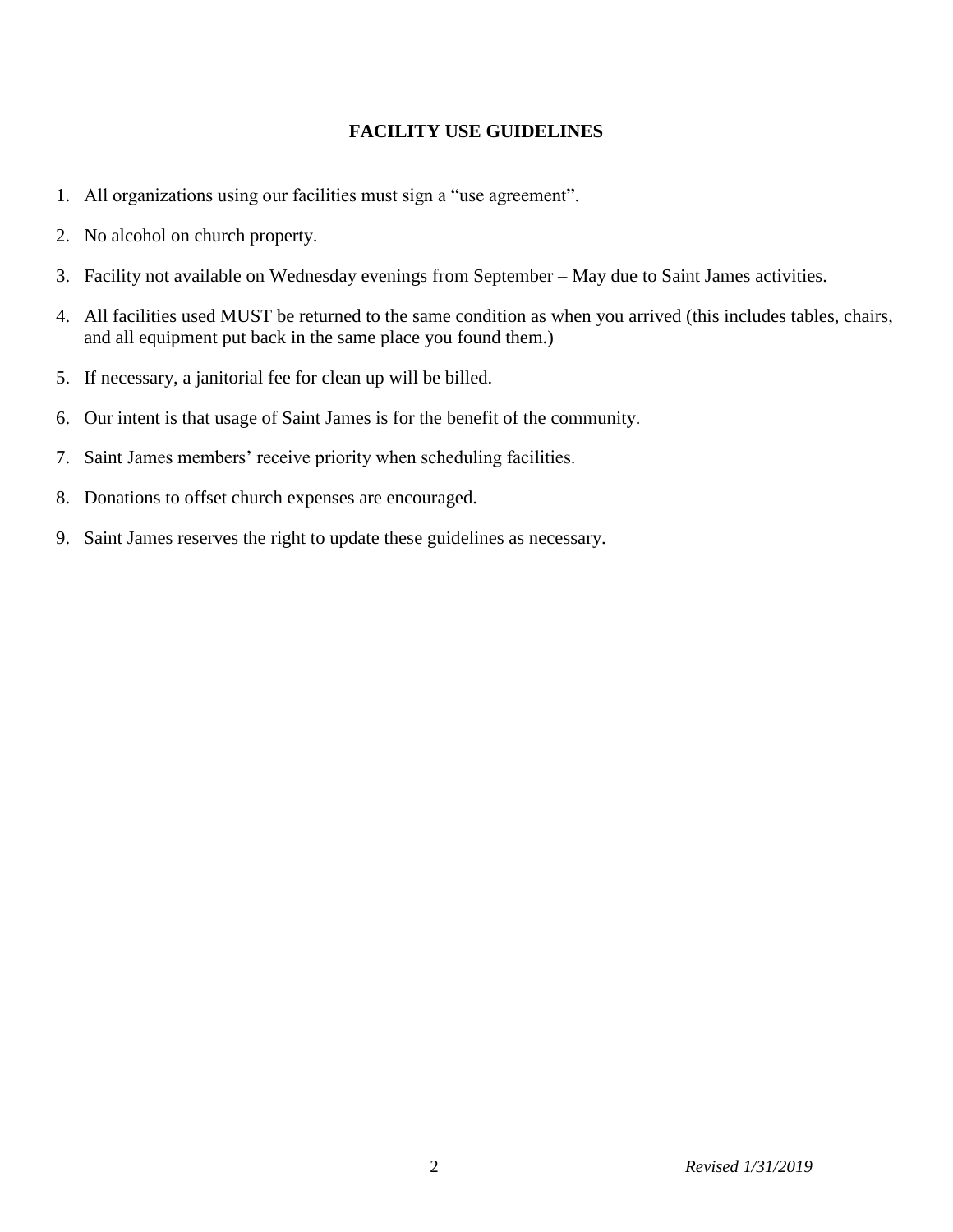# FACILITY USE GUIDELINES

1. All organizations using our facilities must sign a "use agreement".
2. No alcohol on church property.
3. Facility not available on Wednesday evenings from September – May due to Saint James activities.
4. All facilities used MUST be returned to the same condition as when you arrived (this includes tables, chairs, and all equipment put back in the same place you found them.)
5. If necessary, a janitorial fee for clean up will be billed.
6. Our intent is that usage of Saint James is for the benefit of the community.
7. Saint James members' receive priority when scheduling facilities.
8. Donations to offset church expenses are encouraged.
9. Saint James reserves the right to update these guidelines as necessary.

*Revised 1/31/2019*